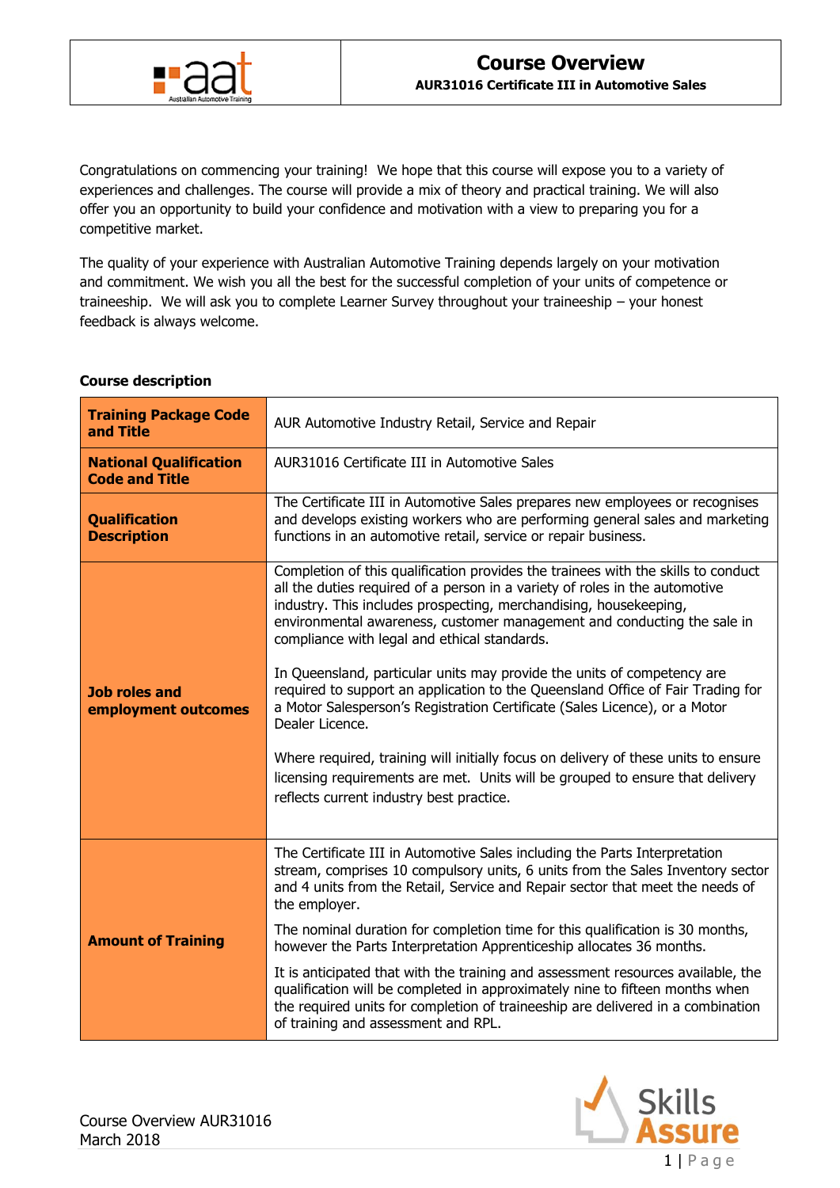# Course Overview

**AUR31016 Certificate III in Automotive Sales**

Congratulations on commencing your training! We hope that this course will expose you to a variety of experiences and challenges. The course will provide a mix of theory and practical training. We will also offer you an opportunity to build your confidence and motivation with a view to preparing you for a competitive market.

The quality of your experience with Australian Automotive Training depends largely on your motivation and commitment. We wish you all the best for the successful completion of your units of competence or traineeship. We will ask you to complete Learner Survey throughout your traineeship – your honest feedback is always welcome.

**Course description**

| | |
|---|---|
| **Training Package Code and Title** | AUR Automotive Industry Retail, Service and Repair |
| **National Qualification Code and Title** | AUR31016 Certificate III in Automotive Sales |
| **Qualification Description** | The Certificate III in Automotive Sales prepares new employees or recognises and develops existing workers who are performing general sales and marketing functions in an automotive retail, service or repair business. |
| **Job roles and employment outcomes** | Completion of this qualification provides the trainees with the skills to conduct all the duties required of a person in a variety of roles in the automotive industry. This includes prospecting, merchandising, housekeeping, environmental awareness, customer management and conducting the sale in compliance with legal and ethical standards.<br><br>In Queensland, particular units may provide the units of competency are required to support an application to the Queensland Office of Fair Trading for a Motor Salesperson's Registration Certificate (Sales Licence), or a Motor Dealer Licence.<br><br>Where required, training will initially focus on delivery of these units to ensure licensing requirements are met. Units will be grouped to ensure that delivery reflects current industry best practice. |
| **Amount of Training** | The Certificate III in Automotive Sales including the Parts Interpretation stream, comprises 10 compulsory units, 6 units from the Sales Inventory sector and 4 units from the Retail, Service and Repair sector that meet the needs of the employer.<br><br>The nominal duration for completion time for this qualification is 30 months, however the Parts Interpretation Apprenticeship allocates 36 months.<br><br>It is anticipated that with the training and assessment resources available, the qualification will be completed in approximately nine to fifteen months when the required units for completion of traineeship are delivered in a combination of training and assessment and RPL. |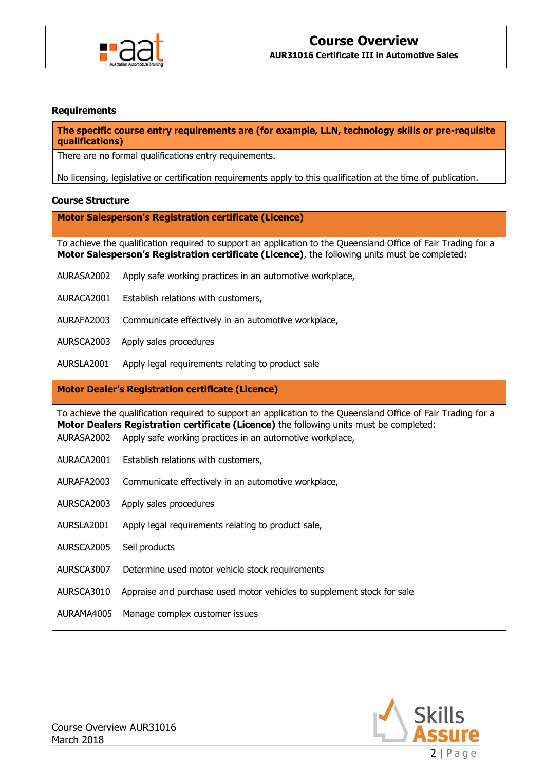## Requirements

| The specific course entry requirements are (for example, LLN, technology skills or pre-requisite qualifications) |
|---|
| There are no formal qualifications entry requirements.<br><br>No licensing, legislative or certification requirements apply to this qualification at the time of publication. |

## Course Structure

### Motor Salesperson's Registration certificate (Licence)

To achieve the qualification required to support an application to the Queensland Office of Fair Trading for a **Motor Salesperson's Registration certificate (Licence)**, the following units must be completed:

| | |
|---|---|
| AURASA2002 | Apply safe working practices in an automotive workplace, |
| AURACA2001 | Establish relations with customers, |
| AURAFA2003 | Communicate effectively in an automotive workplace, |
| AURSCA2003 | Apply sales procedures |
| AURSLA2001 | Apply legal requirements relating to product sale |

### Motor Dealer's Registration certificate (Licence)

To achieve the qualification required to support an application to the Queensland Office of Fair Trading for a **Motor Dealers Registration certificate (Licence)** the following units must be completed:

| | |
|---|---|
| AURASA2002 | Apply safe working practices in an automotive workplace, |
| AURACA2001 | Establish relations with customers, |
| AURAFA2003 | Communicate effectively in an automotive workplace, |
| AURSCA2003 | Apply sales procedures |
| AURSLA2001 | Apply legal requirements relating to product sale, |
| AURSCA2005 | Sell products |
| AURSCA3007 | Determine used motor vehicle stock requirements |
| AURSCA3010 | Appraise and purchase used motor vehicles to supplement stock for sale |
| AURAMA4005 | Manage complex customer issues |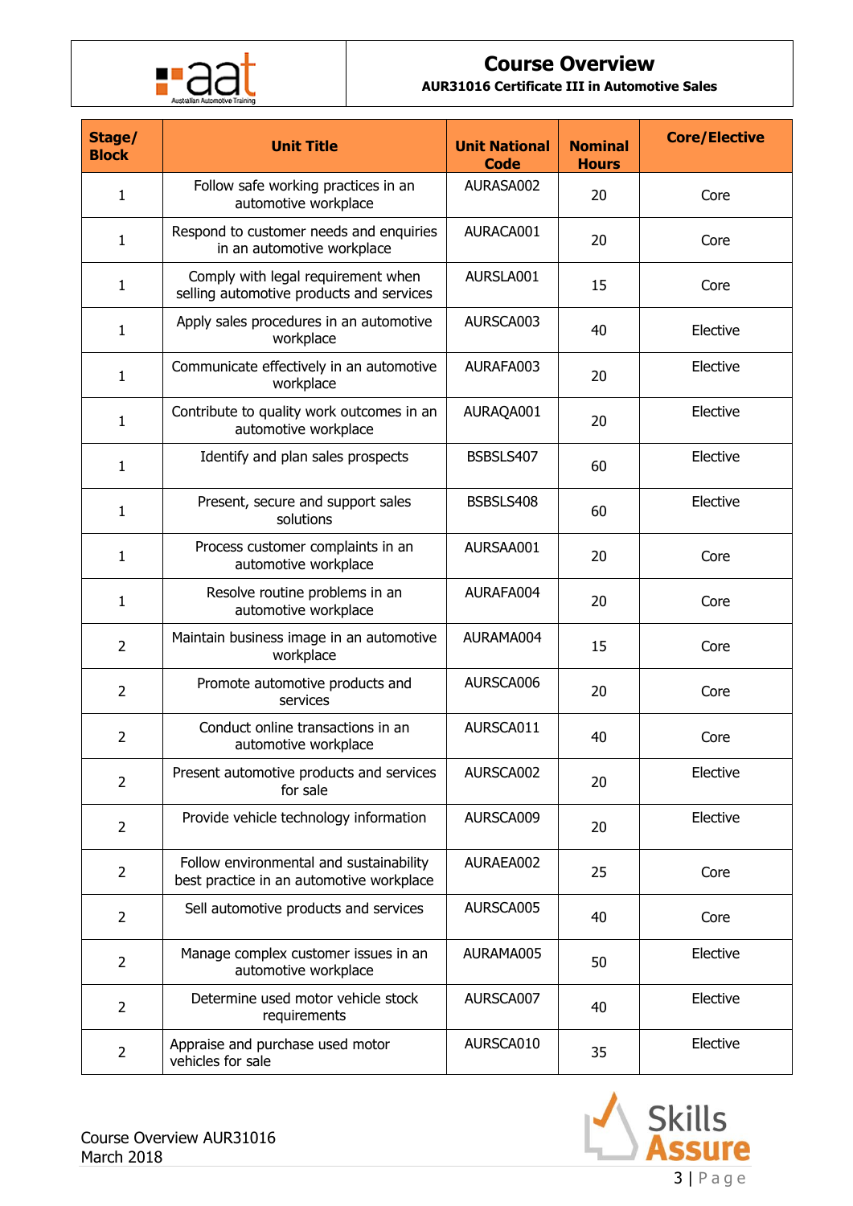| Stage/ Block | Unit Title | Unit National Code | Nominal Hours | Core/Elective |
|---|---|---|---|---|
| 1 | Follow safe working practices in an automotive workplace | AURASA002 | 20 | Core |
| 1 | Respond to customer needs and enquiries in an automotive workplace | AURACA001 | 20 | Core |
| 1 | Comply with legal requirement when selling automotive products and services | AURSLA001 | 15 | Core |
| 1 | Apply sales procedures in an automotive workplace | AURSCA003 | 40 | Elective |
| 1 | Communicate effectively in an automotive workplace | AURAFA003 | 20 | Elective |
| 1 | Contribute to quality work outcomes in an automotive workplace | AURAQA001 | 20 | Elective |
| 1 | Identify and plan sales prospects | BSBSLS407 | 60 | Elective |
| 1 | Present, secure and support sales solutions | BSBSLS408 | 60 | Elective |
| 1 | Process customer complaints in an automotive workplace | AURSAA001 | 20 | Core |
| 1 | Resolve routine problems in an automotive workplace | AURAFA004 | 20 | Core |
| 2 | Maintain business image in an automotive workplace | AURAMA004 | 15 | Core |
| 2 | Promote automotive products and services | AURSCA006 | 20 | Core |
| 2 | Conduct online transactions in an automotive workplace | AURSCA011 | 40 | Core |
| 2 | Present automotive products and services for sale | AURSCA002 | 20 | Elective |
| 2 | Provide vehicle technology information | AURSCA009 | 20 | Elective |
| 2 | Follow environmental and sustainability best practice in an automotive workplace | AURAEA002 | 25 | Core |
| 2 | Sell automotive products and services | AURSCA005 | 40 | Core |
| 2 | Manage complex customer issues in an automotive workplace | AURAMA005 | 50 | Elective |
| 2 | Determine used motor vehicle stock requirements | AURSCA007 | 40 | Elective |
| 2 | Appraise and purchase used motor vehicles for sale | AURSCA010 | 35 | Elective |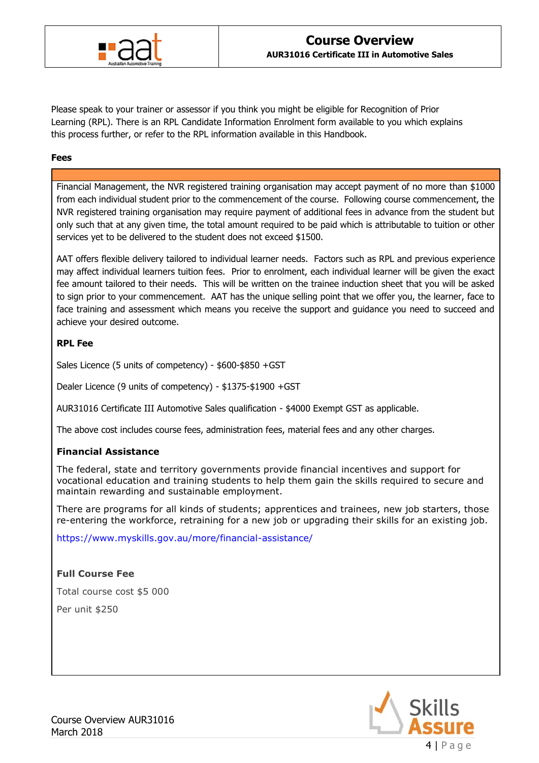Please speak to your trainer or assessor if you think you might be eligible for Recognition of Prior Learning (RPL). There is an RPL Candidate Information Enrolment form available to you which explains this process further, or refer to the RPL information available in this Handbook.

**Fees**

Financial Management, the NVR registered training organisation may accept payment of no more than $1000 from each individual student prior to the commencement of the course. Following course commencement, the NVR registered training organisation may require payment of additional fees in advance from the student but only such that at any given time, the total amount required to be paid which is attributable to tuition or other services yet to be delivered to the student does not exceed $1500.

AAT offers flexible delivery tailored to individual learner needs. Factors such as RPL and previous experience may affect individual learners tuition fees. Prior to enrolment, each individual learner will be given the exact fee amount tailored to their needs. This will be written on the trainee induction sheet that you will be asked to sign prior to your commencement. AAT has the unique selling point that we offer you, the learner, face to face training and assessment which means you receive the support and guidance you need to succeed and achieve your desired outcome.

**RPL Fee**

Sales Licence (5 units of competency) - $600-$850 +GST

Dealer Licence (9 units of competency) - $1375-$1900 +GST

AUR31016 Certificate III Automotive Sales qualification - $4000 Exempt GST as applicable.

The above cost includes course fees, administration fees, material fees and any other charges.

**Financial Assistance**

The federal, state and territory governments provide financial incentives and support for vocational education and training students to help them gain the skills required to secure and maintain rewarding and sustainable employment.

There are programs for all kinds of students; apprentices and trainees, new job starters, those re-entering the workforce, retraining for a new job or upgrading their skills for an existing job.

https://www.myskills.gov.au/more/financial-assistance/

**Full Course Fee**

Total course cost $5 000

Per unit $250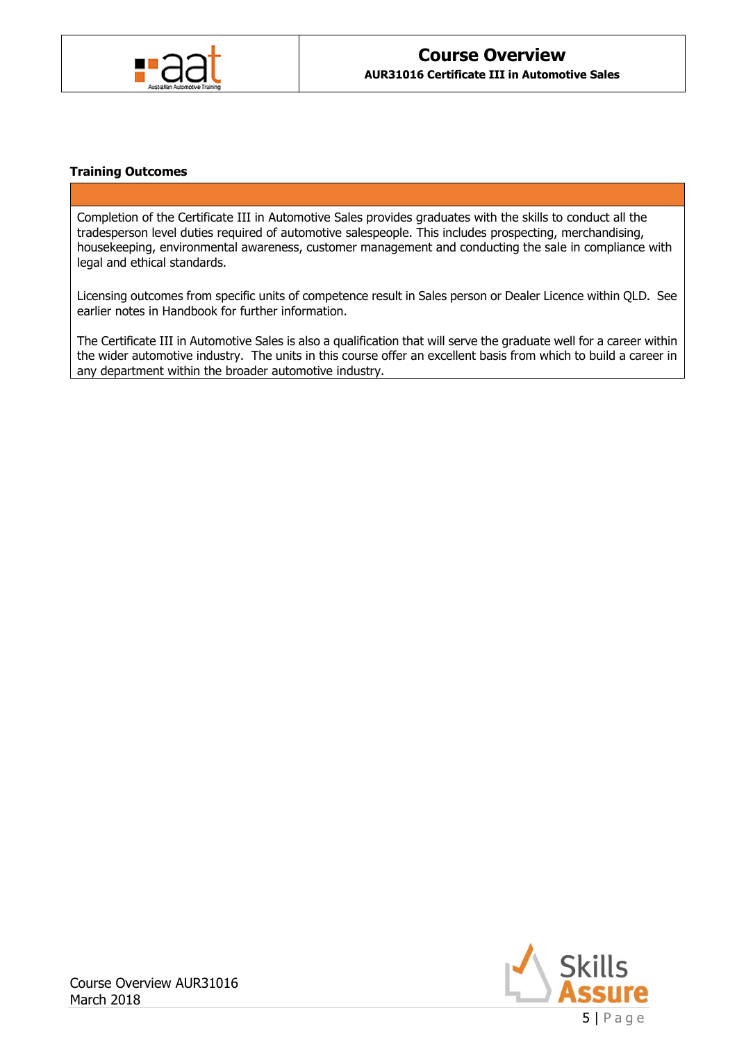**Training Outcomes**

Completion of the Certificate III in Automotive Sales provides graduates with the skills to conduct all the tradesperson level duties required of automotive salespeople. This includes prospecting, merchandising, housekeeping, environmental awareness, customer management and conducting the sale in compliance with legal and ethical standards.

Licensing outcomes from specific units of competence result in Sales person or Dealer Licence within QLD. See earlier notes in Handbook for further information.

The Certificate III in Automotive Sales is also a qualification that will serve the graduate well for a career within the wider automotive industry. The units in this course offer an excellent basis from which to build a career in any department within the broader automotive industry.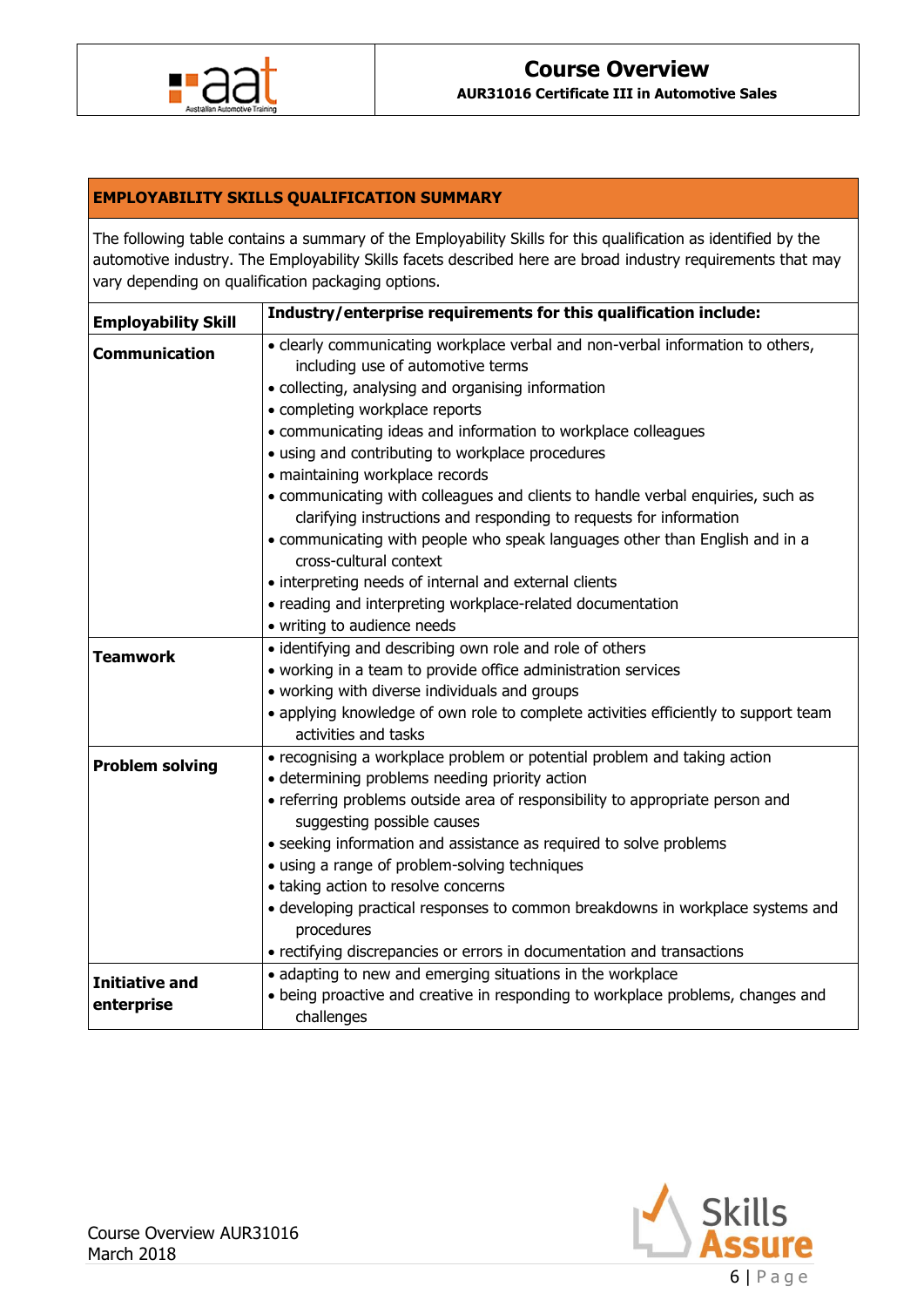## EMPLOYABILITY SKILLS QUALIFICATION SUMMARY

The following table contains a summary of the Employability Skills for this qualification as identified by the automotive industry. The Employability Skills facets described here are broad industry requirements that may vary depending on qualification packaging options.

| Employability Skill | Industry/enterprise requirements for this qualification include: |
|---|---|
| **Communication** | • clearly communicating workplace verbal and non-verbal information to others, including use of automotive terms<br>• collecting, analysing and organising information<br>• completing workplace reports<br>• communicating ideas and information to workplace colleagues<br>• using and contributing to workplace procedures<br>• maintaining workplace records<br>• communicating with colleagues and clients to handle verbal enquiries, such as clarifying instructions and responding to requests for information<br>• communicating with people who speak languages other than English and in a cross-cultural context<br>• interpreting needs of internal and external clients<br>• reading and interpreting workplace-related documentation<br>• writing to audience needs |
| **Teamwork** | • identifying and describing own role and role of others<br>• working in a team to provide office administration services<br>• working with diverse individuals and groups<br>• applying knowledge of own role to complete activities efficiently to support team activities and tasks |
| **Problem solving** | • recognising a workplace problem or potential problem and taking action<br>• determining problems needing priority action<br>• referring problems outside area of responsibility to appropriate person and suggesting possible causes<br>• seeking information and assistance as required to solve problems<br>• using a range of problem-solving techniques<br>• taking action to resolve concerns<br>• developing practical responses to common breakdowns in workplace systems and procedures<br>• rectifying discrepancies or errors in documentation and transactions |
| **Initiative and enterprise** | • adapting to new and emerging situations in the workplace<br>• being proactive and creative in responding to workplace problems, changes and challenges |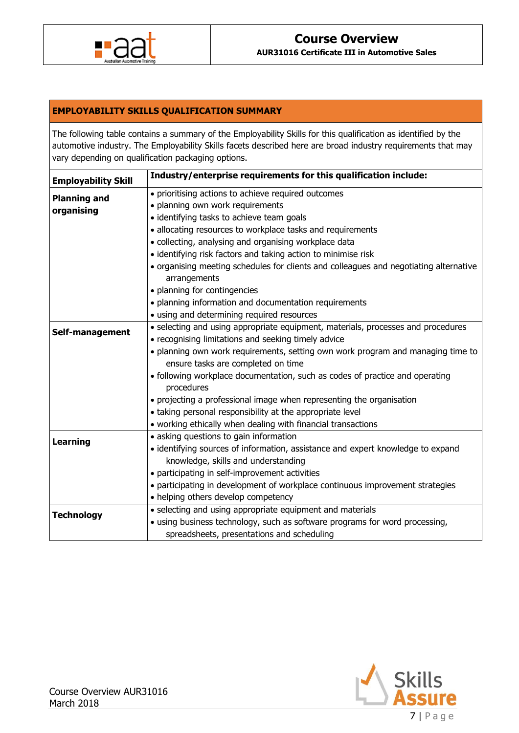## EMPLOYABILITY SKILLS QUALIFICATION SUMMARY

The following table contains a summary of the Employability Skills for this qualification as identified by the automotive industry. The Employability Skills facets described here are broad industry requirements that may vary depending on qualification packaging options.

| Employability Skill | Industry/enterprise requirements for this qualification include: |
|---|---|
| **Planning and organising** | • prioritising actions to achieve required outcomes<br>• planning own work requirements<br>• identifying tasks to achieve team goals<br>• allocating resources to workplace tasks and requirements<br>• collecting, analysing and organising workplace data<br>• identifying risk factors and taking action to minimise risk<br>• organising meeting schedules for clients and colleagues and negotiating alternative arrangements<br>• planning for contingencies<br>• planning information and documentation requirements<br>• using and determining required resources |
| **Self-management** | • selecting and using appropriate equipment, materials, processes and procedures<br>• recognising limitations and seeking timely advice<br>• planning own work requirements, setting own work program and managing time to ensure tasks are completed on time<br>• following workplace documentation, such as codes of practice and operating procedures<br>• projecting a professional image when representing the organisation<br>• taking personal responsibility at the appropriate level<br>• working ethically when dealing with financial transactions |
| **Learning** | • asking questions to gain information<br>• identifying sources of information, assistance and expert knowledge to expand knowledge, skills and understanding<br>• participating in self-improvement activities<br>• participating in development of workplace continuous improvement strategies<br>• helping others develop competency |
| **Technology** | • selecting and using appropriate equipment and materials<br>• using business technology, such as software programs for word processing, spreadsheets, presentations and scheduling |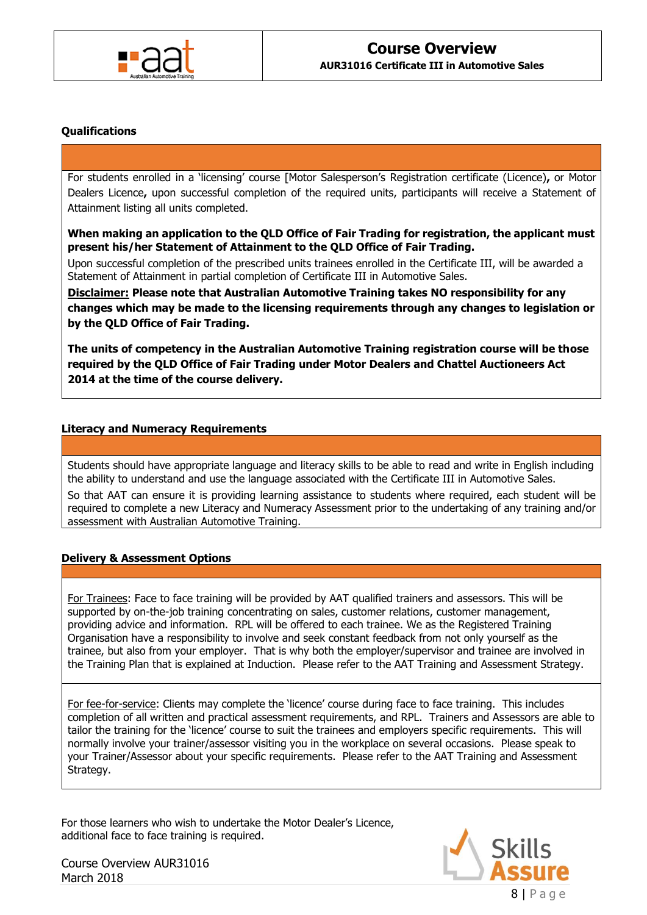### Qualifications

For students enrolled in a 'licensing' course [Motor Salesperson's Registration certificate (Licence)**,** or Motor Dealers Licence**,** upon successful completion of the required units, participants will receive a Statement of Attainment listing all units completed.

**When making an application to the QLD Office of Fair Trading for registration, the applicant must present his/her Statement of Attainment to the QLD Office of Fair Trading.**

Upon successful completion of the prescribed units trainees enrolled in the Certificate III, will be awarded a Statement of Attainment in partial completion of Certificate III in Automotive Sales.

**Disclaimer: Please note that Australian Automotive Training takes NO responsibility for any changes which may be made to the licensing requirements through any changes to legislation or by the QLD Office of Fair Trading.**

**The units of competency in the Australian Automotive Training registration course will be those required by the QLD Office of Fair Trading under Motor Dealers and Chattel Auctioneers Act 2014 at the time of the course delivery.**

### Literacy and Numeracy Requirements

Students should have appropriate language and literacy skills to be able to read and write in English including the ability to understand and use the language associated with the Certificate III in Automotive Sales.

So that AAT can ensure it is providing learning assistance to students where required, each student will be required to complete a new Literacy and Numeracy Assessment prior to the undertaking of any training and/or assessment with Australian Automotive Training.

### Delivery & Assessment Options

For Trainees: Face to face training will be provided by AAT qualified trainers and assessors. This will be supported by on-the-job training concentrating on sales, customer relations, customer management, providing advice and information. RPL will be offered to each trainee. We as the Registered Training Organisation have a responsibility to involve and seek constant feedback from not only yourself as the trainee, but also from your employer. That is why both the employer/supervisor and trainee are involved in the Training Plan that is explained at Induction. Please refer to the AAT Training and Assessment Strategy.

For fee-for-service: Clients may complete the 'licence' course during face to face training. This includes completion of all written and practical assessment requirements, and RPL. Trainers and Assessors are able to tailor the training for the 'licence' course to suit the trainees and employers specific requirements. This will normally involve your trainer/assessor visiting you in the workplace on several occasions. Please speak to your Trainer/Assessor about your specific requirements. Please refer to the AAT Training and Assessment Strategy.

For those learners who wish to undertake the Motor Dealer's Licence, additional face to face training is required.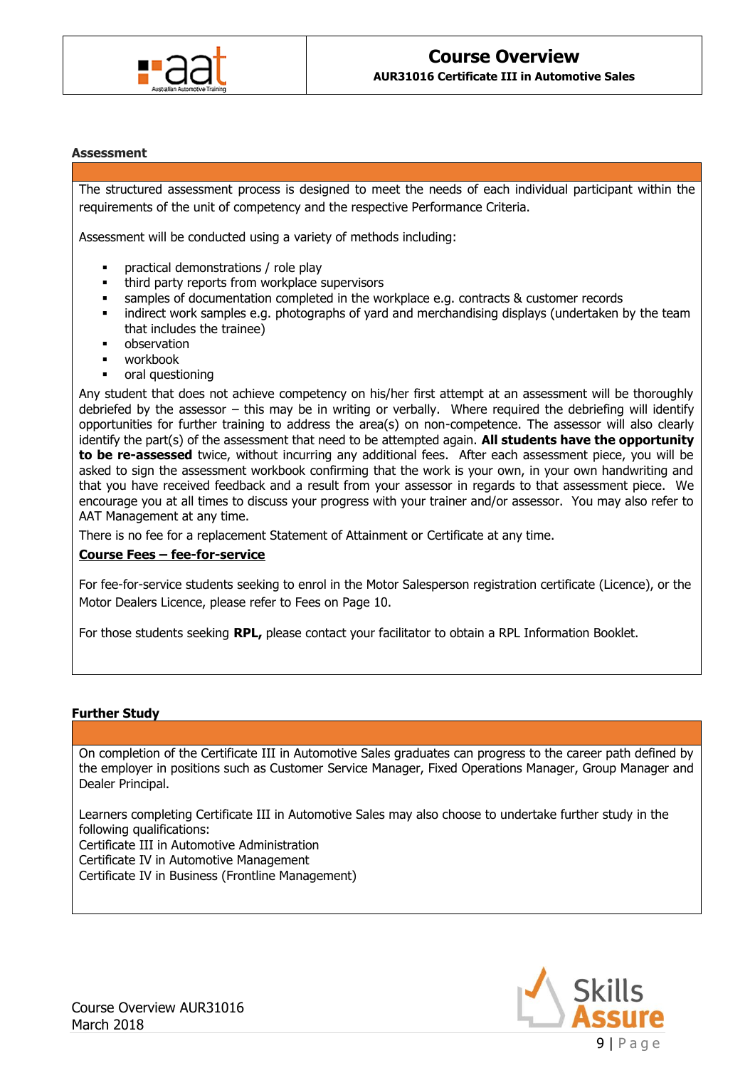## Assessment

The structured assessment process is designed to meet the needs of each individual participant within the requirements of the unit of competency and the respective Performance Criteria.

Assessment will be conducted using a variety of methods including:

- practical demonstrations / role play
- third party reports from workplace supervisors
- samples of documentation completed in the workplace e.g. contracts & customer records
- indirect work samples e.g. photographs of yard and merchandising displays (undertaken by the team that includes the trainee)
- observation
- workbook
- oral questioning

Any student that does not achieve competency on his/her first attempt at an assessment will be thoroughly debriefed by the assessor – this may be in writing or verbally. Where required the debriefing will identify opportunities for further training to address the area(s) on non-competence. The assessor will also clearly identify the part(s) of the assessment that need to be attempted again. **All students have the opportunity to be re-assessed** twice, without incurring any additional fees. After each assessment piece, you will be asked to sign the assessment workbook confirming that the work is your own, in your own handwriting and that you have received feedback and a result from your assessor in regards to that assessment piece. We encourage you at all times to discuss your progress with your trainer and/or assessor. You may also refer to AAT Management at any time.

There is no fee for a replacement Statement of Attainment or Certificate at any time.

**Course Fees – fee-for-service**

For fee-for-service students seeking to enrol in the Motor Salesperson registration certificate (Licence), or the Motor Dealers Licence, please refer to Fees on Page 10.

For those students seeking **RPL,** please contact your facilitator to obtain a RPL Information Booklet.

## Further Study

On completion of the Certificate III in Automotive Sales graduates can progress to the career path defined by the employer in positions such as Customer Service Manager, Fixed Operations Manager, Group Manager and Dealer Principal.

Learners completing Certificate III in Automotive Sales may also choose to undertake further study in the following qualifications:
Certificate III in Automotive Administration
Certificate IV in Automotive Management
Certificate IV in Business (Frontline Management)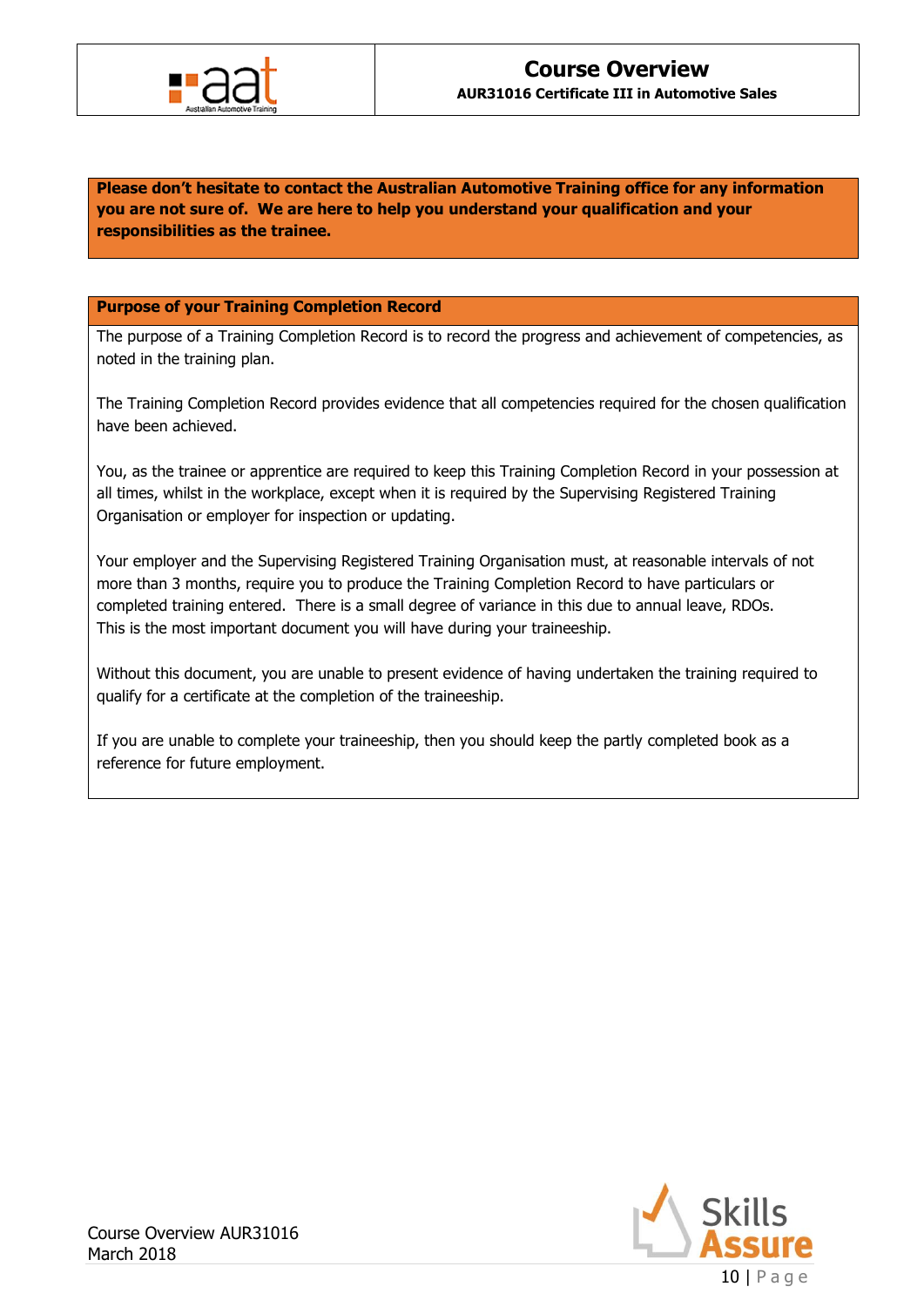**Please don't hesitate to contact the Australian Automotive Training office for any information you are not sure of. We are here to help you understand your qualification and your responsibilities as the trainee.**

## Purpose of your Training Completion Record

The purpose of a Training Completion Record is to record the progress and achievement of competencies, as noted in the training plan.

The Training Completion Record provides evidence that all competencies required for the chosen qualification have been achieved.

You, as the trainee or apprentice are required to keep this Training Completion Record in your possession at all times, whilst in the workplace, except when it is required by the Supervising Registered Training Organisation or employer for inspection or updating.

Your employer and the Supervising Registered Training Organisation must, at reasonable intervals of not more than 3 months, require you to produce the Training Completion Record to have particulars or completed training entered. There is a small degree of variance in this due to annual leave, RDOs. This is the most important document you will have during your traineeship.

Without this document, you are unable to present evidence of having undertaken the training required to qualify for a certificate at the completion of the traineeship.

If you are unable to complete your traineeship, then you should keep the partly completed book as a reference for future employment.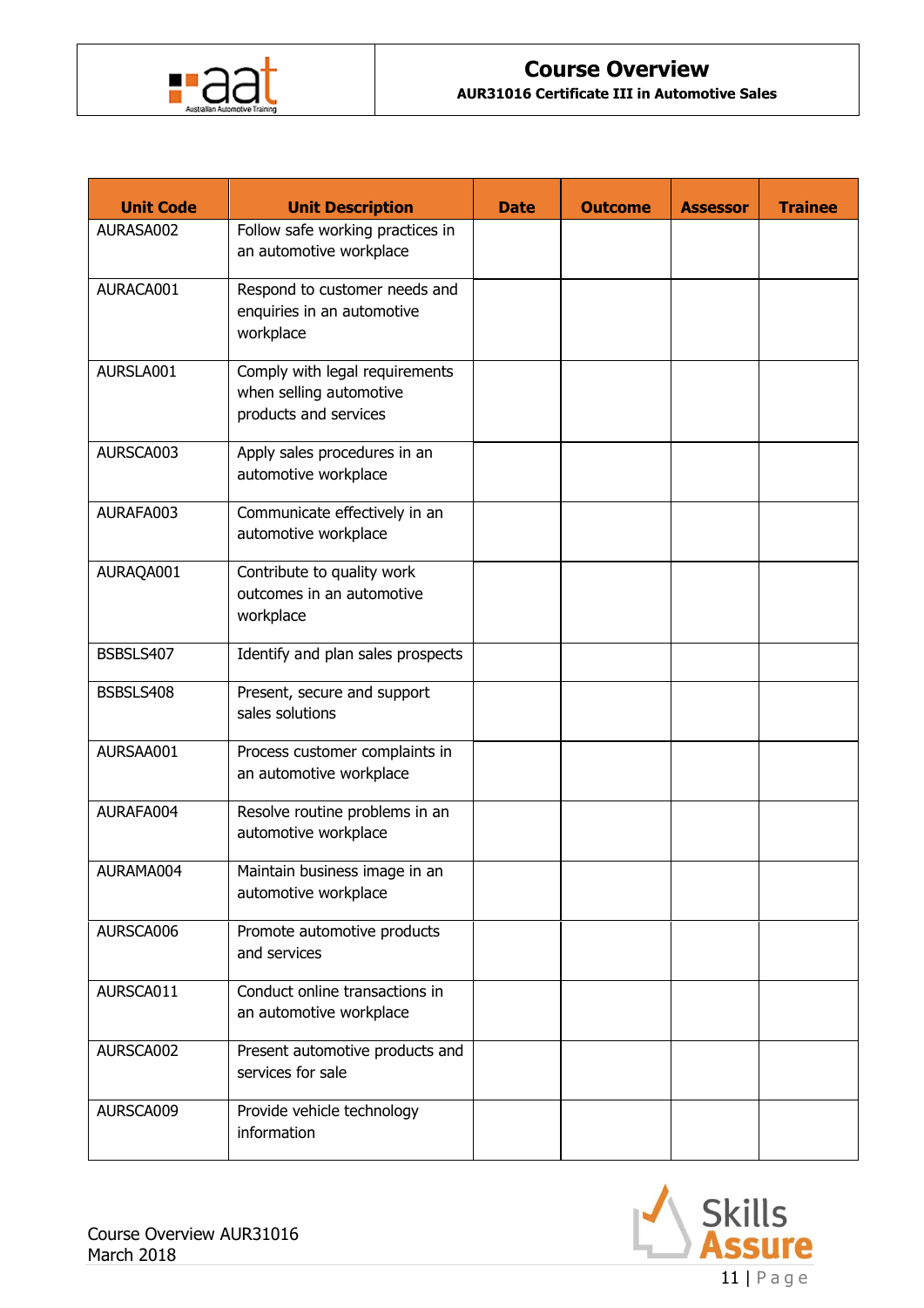# Course Overview

**AUR31016 Certificate III in Automotive Sales**

| Unit Code | Unit Description | Date | Outcome | Assessor | Trainee |
|---|---|---|---|---|---|
| AURASA002 | Follow safe working practices in an automotive workplace | | | | |
| AURACA001 | Respond to customer needs and enquiries in an automotive workplace | | | | |
| AURSLA001 | Comply with legal requirements when selling automotive products and services | | | | |
| AURSCA003 | Apply sales procedures in an automotive workplace | | | | |
| AURAFA003 | Communicate effectively in an automotive workplace | | | | |
| AURAQA001 | Contribute to quality work outcomes in an automotive workplace | | | | |
| BSBSLS407 | Identify and plan sales prospects | | | | |
| BSBSLS408 | Present, secure and support sales solutions | | | | |
| AURSAA001 | Process customer complaints in an automotive workplace | | | | |
| AURAFA004 | Resolve routine problems in an automotive workplace | | | | |
| AURAMA004 | Maintain business image in an automotive workplace | | | | |
| AURSCA006 | Promote automotive products and services | | | | |
| AURSCA011 | Conduct online transactions in an automotive workplace | | | | |
| AURSCA002 | Present automotive products and services for sale | | | | |
| AURSCA009 | Provide vehicle technology information | | | | |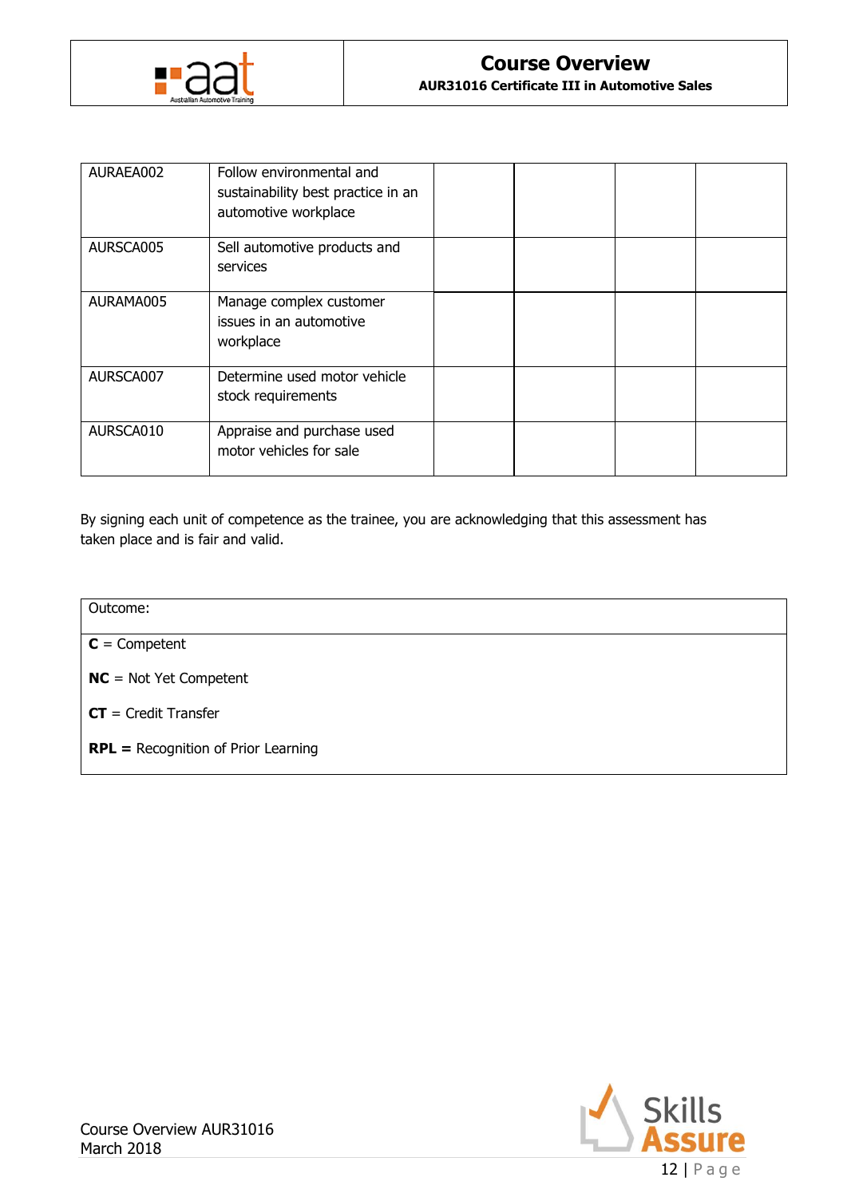| | | | | | |
|---|---|---|---|---|---|
| AURAEA002 | Follow environmental and sustainability best practice in an automotive workplace | | | | |
| AURSCA005 | Sell automotive products and services | | | | |
| AURAMA005 | Manage complex customer issues in an automotive workplace | | | | |
| AURSCA007 | Determine used motor vehicle stock requirements | | | | |
| AURSCA010 | Appraise and purchase used motor vehicles for sale | | | | |

By signing each unit of competence as the trainee, you are acknowledging that this assessment has taken place and is fair and valid.

| Outcome: |
|---|
| **C** = Competent<br><br>**NC** = Not Yet Competent<br><br>**CT** = Credit Transfer<br><br>**RPL =** Recognition of Prior Learning |